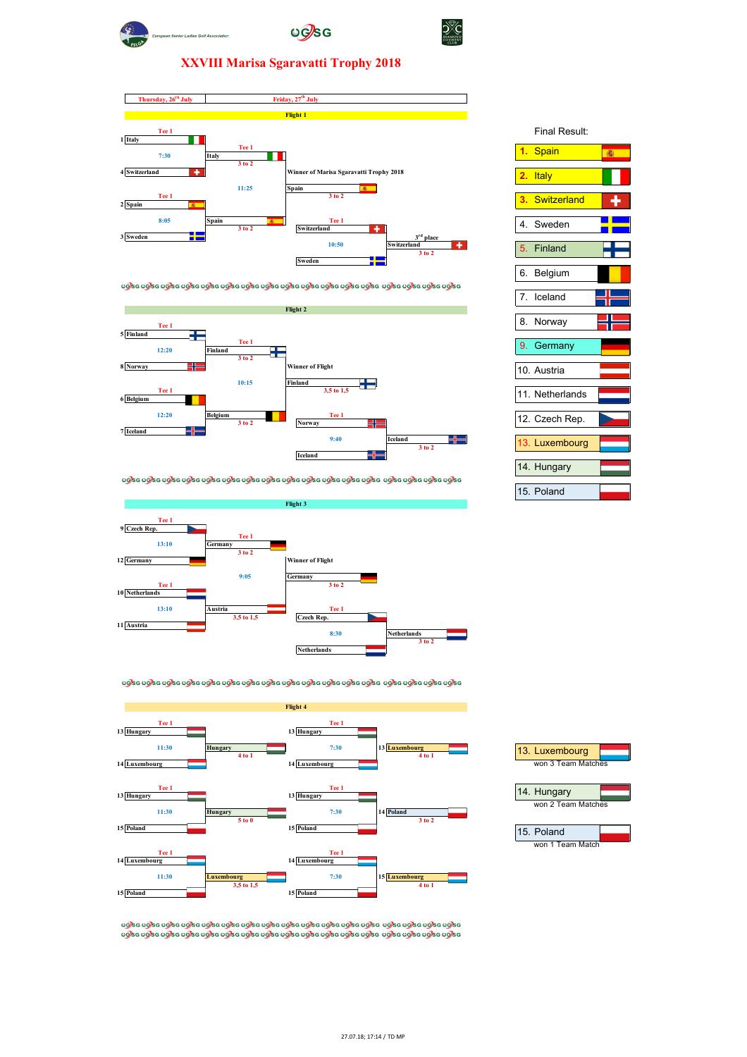European Senior Ladies Golf Association

# XXVIII Marisa Sgaravatti Trophy 2018

Thursday, 26th July | Friday, 27th July

## Flight 1

Tee 1
1 Italy
7:30
4 Switzerland

Tee 1
Italy
3 to 2

Tee 1
2 Spain
8:05
3 Sweden

Spain
3 to 2

11:25
Winner of Marisa Sgaravatti Trophy 2018
Spain
3 to 2

Tee 1
Switzerland
10:50
Sweden

3rd place
Switzerland
3 to 2

## Flight 2

Tee 1
5 Finland
12:20
8 Norway

Tee 1
Finland
3 to 2

Tee 1
6 Belgium
12:20
7 Iceland

Belgium
3 to 2

10:15
Winner of Flight
Finland
3,5 to 1,5

Tee 1
Norway
9:40
Iceland

Iceland
3 to 2

## Flight 3

Tee 1
9 Czech Rep.
13:10
12 Germany

Tee 1
Germany
3 to 2

Tee 1
10 Netherlands
13:10
11 Austria

Austria
3,5 to 1,5

9:05
Winner of Flight
Germany
3 to 2

Tee 1
Czech Rep.
8:30
Netherlands

Netherlands
3 to 2

## Flight 4

Tee 1
13 Hungary
11:30
14 Luxembourg
Hungary
4 to 1

Tee 1
13 Hungary
7:30
14 Luxembourg
13 Luxembourg
4 to 1

Tee 1
13 Hungary
11:30
15 Poland
Hungary
5 to 0

Tee 1
13 Hungary
7:30
15 Poland
14 Poland
3 to 2

Tee 1
14 Luxembourg
11:30
15 Poland
Luxembourg
3,5 to 1,5

Tee 1
14 Luxembourg
7:30
15 Poland
15 Luxembourg
4 to 1

## Final Result:

1. Spain
2. Italy
3. Switzerland
4. Sweden
5. Finland
6. Belgium
7. Iceland
8. Norway
9. Germany
10. Austria
11. Netherlands
12. Czech Rep.
13. Luxembourg
14. Hungary
15. Poland

13. Luxembourg
won 3 Team Matches

14. Hungary
won 2 Team Matches

15. Poland
won 1 Team Match

27.07.18; 17:14 / TD MP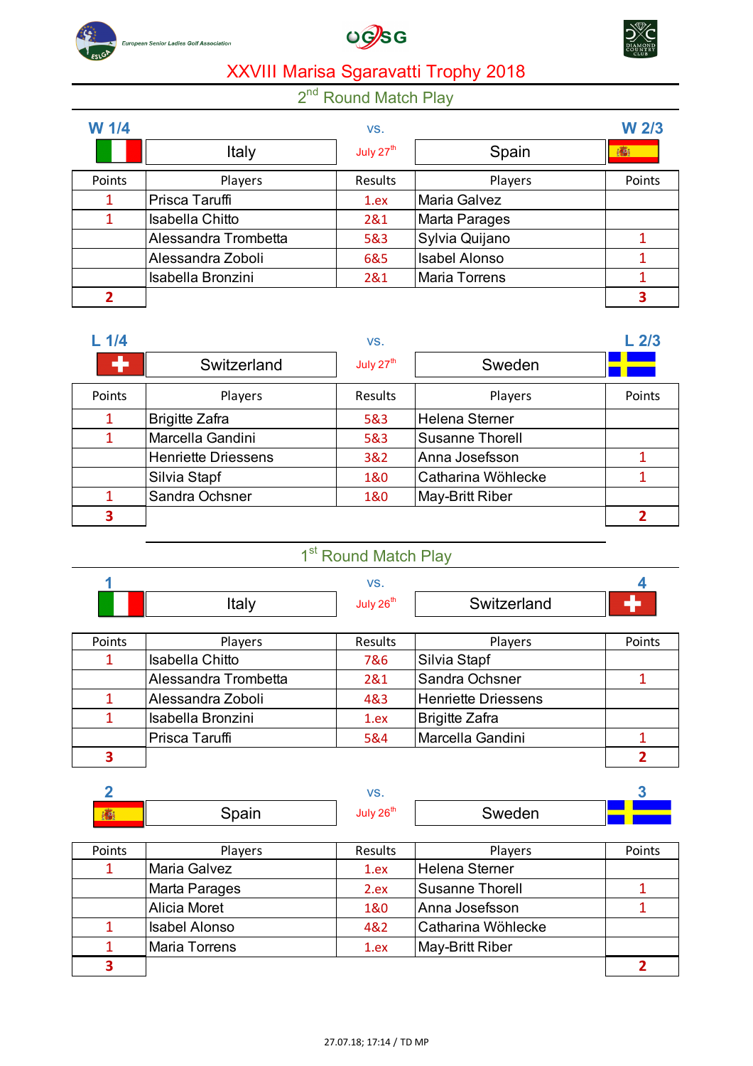# XXVIII Marisa Sgaravatti Trophy 2018

## 2nd Round Match Play

**W 1/4** — Italy vs. Spain — **W 2/3** — July 27th

| Points | Players | Results | Players | Points |
|---|---|---|---|---|
| 1 | Prisca Taruffi | 1.ex | Maria Galvez | |
| 1 | Isabella Chitto | 2&1 | Marta Parages | |
| | Alessandra Trombetta | 5&3 | Sylvia Quijano | 1 |
| | Alessandra Zoboli | 6&5 | Isabel Alonso | 1 |
| | Isabella Bronzini | 2&1 | Maria Torrens | 1 |
| **2** | | | | **3** |

**L 1/4** — Switzerland vs. Sweden — **L 2/3** — July 27th

| Points | Players | Results | Players | Points |
|---|---|---|---|---|
| 1 | Brigitte Zafra | 5&3 | Helena Sterner | |
| 1 | Marcella Gandini | 5&3 | Susanne Thorell | |
| | Henriette Driessens | 3&2 | Anna Josefsson | 1 |
| | Silvia Stapf | 1&0 | Catharina Wöhlecke | 1 |
| 1 | Sandra Ochsner | 1&0 | May-Britt Riber | |
| **3** | | | | **2** |

## 1st Round Match Play

**1** — Italy vs. Switzerland — **4** — July 26th

| Points | Players | Results | Players | Points |
|---|---|---|---|---|
| 1 | Isabella Chitto | 7&6 | Silvia Stapf | |
| | Alessandra Trombetta | 2&1 | Sandra Ochsner | 1 |
| 1 | Alessandra Zoboli | 4&3 | Henriette Driessens | |
| 1 | Isabella Bronzini | 1.ex | Brigitte Zafra | |
| | Prisca Taruffi | 5&4 | Marcella Gandini | 1 |
| **3** | | | | **2** |

**2** — Spain vs. Sweden — **3** — July 26th

| Points | Players | Results | Players | Points |
|---|---|---|---|---|
| 1 | Maria Galvez | 1.ex | Helena Sterner | |
| | Marta Parages | 2.ex | Susanne Thorell | 1 |
| | Alicia Moret | 1&0 | Anna Josefsson | 1 |
| 1 | Isabel Alonso | 4&2 | Catharina Wöhlecke | |
| 1 | Maria Torrens | 1.ex | May-Britt Riber | |
| **3** | | | | **2** |

27.07.18; 17:14 / TD MP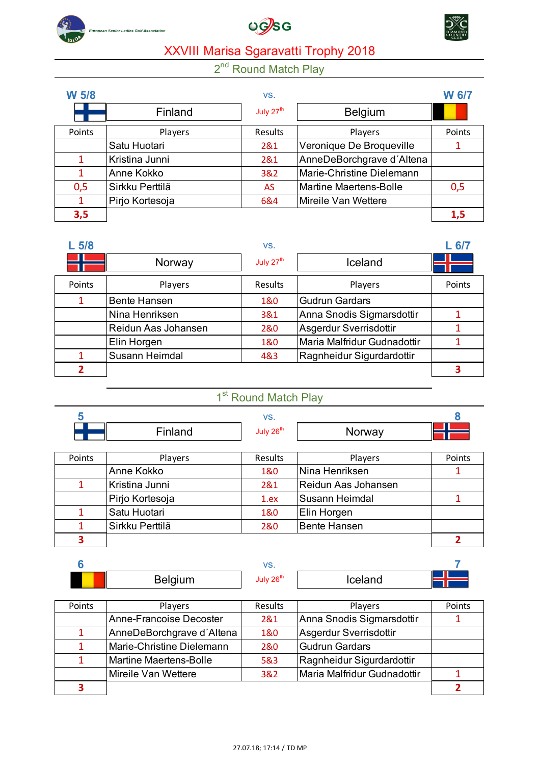European Senior Ladies Golf Association

# XXVIII Marisa Sgaravatti Trophy 2018

## 2nd Round Match Play

**W 5/8** — Finland vs. Belgium — **W 6/7**

July 27th

| Points | Players | Results | Players | Points |
|---|---|---|---|---|
| | Satu Huotari | 2&1 | Veronique De Broqueville | 1 |
| 1 | Kristina Junni | 2&1 | AnneDeBorchgrave d´Altena | |
| 1 | Anne Kokko | 3&2 | Marie-Christine Dielemann | |
| 0,5 | Sirkku Perttilä | AS | Martine Maertens-Bolle | 0,5 |
| 1 | Pirjo Kortesoja | 6&4 | Mireile Van Wettere | |
| **3,5** | | | | **1,5** |

**L 5/8** — Norway vs. Iceland — **L 6/7**

July 27th

| Points | Players | Results | Players | Points |
|---|---|---|---|---|
| 1 | Bente Hansen | 1&0 | Gudrun Gardars | |
| | Nina Henriksen | 3&1 | Anna Snodis Sigmarsdottir | 1 |
| | Reidun Aas Johansen | 2&0 | Asgerdur Sverrisdottir | 1 |
| | Elin Horgen | 1&0 | Maria Malfridur Gudnadottir | 1 |
| 1 | Susann Heimdal | 4&3 | Ragnheidur Sigurdardottir | |
| **2** | | | | **3** |

## 1st Round Match Play

**5** — Finland vs. Norway — **8**

July 26th

| Points | Players | Results | Players | Points |
|---|---|---|---|---|
| | Anne Kokko | 1&0 | Nina Henriksen | 1 |
| 1 | Kristina Junni | 2&1 | Reidun Aas Johansen | |
| | Pirjo Kortesoja | 1.ex | Susann Heimdal | 1 |
| 1 | Satu Huotari | 1&0 | Elin Horgen | |
| 1 | Sirkku Perttilä | 2&0 | Bente Hansen | |
| **3** | | | | **2** |

**6** — Belgium vs. Iceland — **7**

July 26th

| Points | Players | Results | Players | Points |
|---|---|---|---|---|
| | Anne-Francoise Decoster | 2&1 | Anna Snodis Sigmarsdottir | 1 |
| 1 | AnneDeBorchgrave d´Altena | 1&0 | Asgerdur Sverrisdottir | |
| 1 | Marie-Christine Dielemann | 2&0 | Gudrun Gardars | |
| 1 | Martine Maertens-Bolle | 5&3 | Ragnheidur Sigurdardottir | |
| | Mireile Van Wettere | 3&2 | Maria Malfridur Gudnadottir | 1 |
| **3** | | | | **2** |

27.07.18; 17:14 / TD MP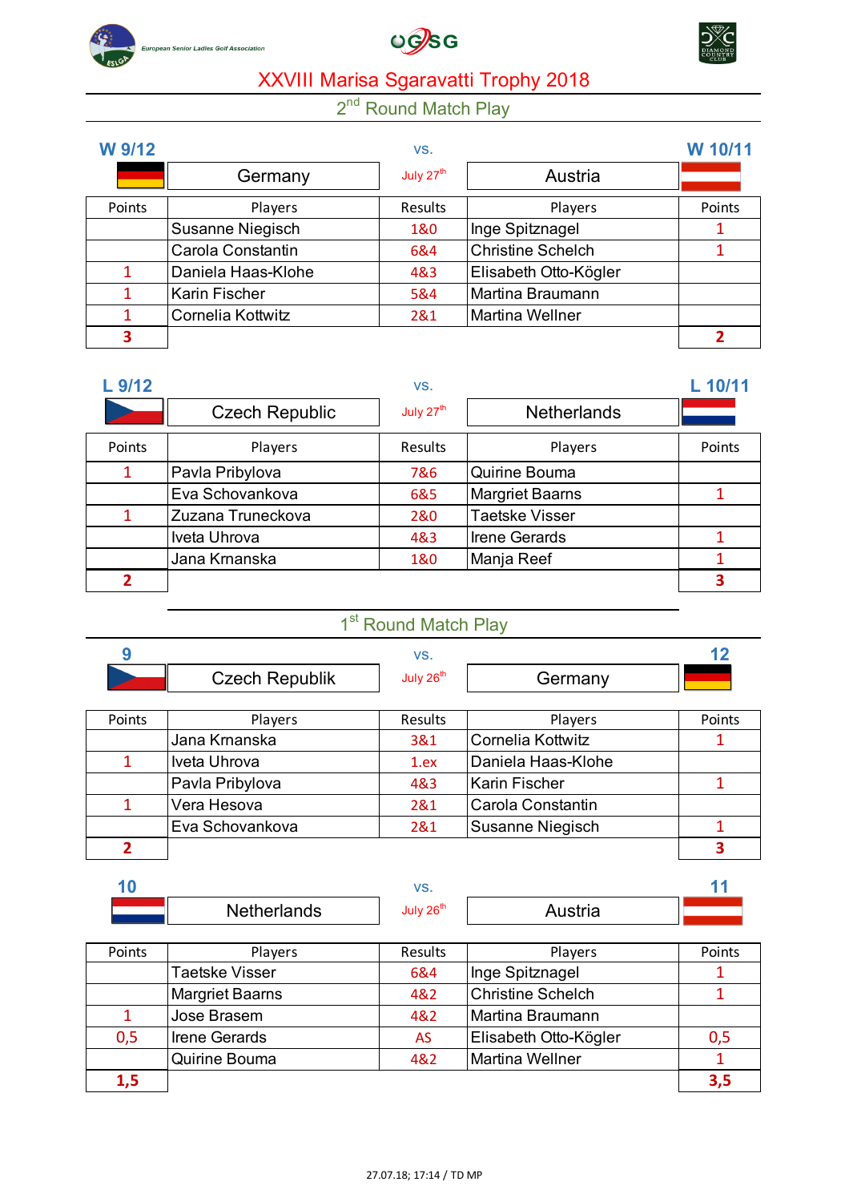European Senior Ladies Golf Association

# XXVIII Marisa Sgaravatti Trophy 2018

## 2nd Round Match Play

**W 9/12** — Germany vs. Austria — **W 10/11**

July 27th

| Points | Players | Results | Players | Points |
|---|---|---|---|---|
| | Susanne Niegisch | 1&0 | Inge Spitznagel | 1 |
| | Carola Constantin | 6&4 | Christine Schelch | 1 |
| 1 | Daniela Haas-Klohe | 4&3 | Elisabeth Otto-Kögler | |
| 1 | Karin Fischer | 5&4 | Martina Braumann | |
| 1 | Cornelia Kottwitz | 2&1 | Martina Wellner | |
| **3** | | | | **2** |

**L 9/12** — Czech Republic vs. Netherlands — **L 10/11**

July 27th

| Points | Players | Results | Players | Points |
|---|---|---|---|---|
| 1 | Pavla Pribylova | 7&6 | Quirine Bouma | |
| | Eva Schovankova | 6&5 | Margriet Baarns | 1 |
| 1 | Zuzana Truneckova | 2&0 | Taetske Visser | |
| | Iveta Uhrova | 4&3 | Irene Gerards | 1 |
| | Jana Krnanska | 1&0 | Manja Reef | 1 |
| **2** | | | | **3** |

## 1st Round Match Play

**9** — Czech Republik vs. Germany — **12**

July 26th

| Points | Players | Results | Players | Points |
|---|---|---|---|---|
| | Jana Krnanska | 3&1 | Cornelia Kottwitz | 1 |
| 1 | Iveta Uhrova | 1.ex | Daniela Haas-Klohe | |
| | Pavla Pribylova | 4&3 | Karin Fischer | 1 |
| 1 | Vera Hesova | 2&1 | Carola Constantin | |
| | Eva Schovankova | 2&1 | Susanne Niegisch | 1 |
| **2** | | | | **3** |

**10** — Netherlands vs. Austria — **11**

July 26th

| Points | Players | Results | Players | Points |
|---|---|---|---|---|
| | Taetske Visser | 6&4 | Inge Spitznagel | 1 |
| | Margriet Baarns | 4&2 | Christine Schelch | 1 |
| 1 | Jose Brasem | 4&2 | Martina Braumann | |
| 0,5 | Irene Gerards | AS | Elisabeth Otto-Kögler | 0,5 |
| | Quirine Bouma | 4&2 | Martina Wellner | 1 |
| **1,5** | | | | **3,5** |

27.07.18; 17:14 / TD MP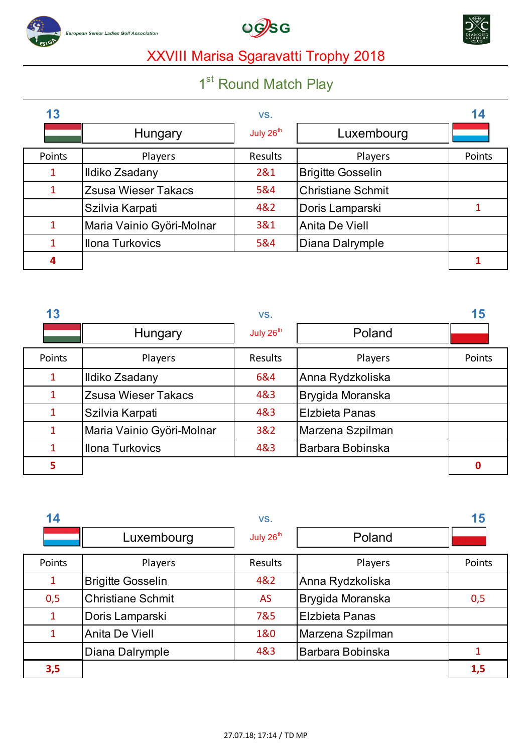European Senior Ladies Golf Association

# XXVIII Marisa Sgaravatti Trophy 2018

## 1st Round Match Play

| 13 | Hungary | vs. July 26th | Luxembourg | 14 |
|---|---|---|---|---|
| Points | Players | Results | Players | Points |
| 1 | Ildiko Zsadany | 2&1 | Brigitte Gosselin | |
| 1 | Zsusa Wieser Takacs | 5&4 | Christiane Schmit | |
| | Szilvia Karpati | 4&2 | Doris Lamparski | 1 |
| 1 | Maria Vainio Györi-Molnar | 3&1 | Anita De Viell | |
| 1 | Ilona Turkovics | 5&4 | Diana Dalrymple | |
| 4 | | | | 1 |

| 13 | Hungary | vs. July 26th | Poland | 15 |
|---|---|---|---|---|
| Points | Players | Results | Players | Points |
| 1 | Ildiko Zsadany | 6&4 | Anna Rydzkoliska | |
| 1 | Zsusa Wieser Takacs | 4&3 | Brygida Moranska | |
| 1 | Szilvia Karpati | 4&3 | Elzbieta Panas | |
| 1 | Maria Vainio Györi-Molnar | 3&2 | Marzena Szpilman | |
| 1 | Ilona Turkovics | 4&3 | Barbara Bobinska | |
| 5 | | | | 0 |

| 14 | Luxembourg | vs. July 26th | Poland | 15 |
|---|---|---|---|---|
| Points | Players | Results | Players | Points |
| 1 | Brigitte Gosselin | 4&2 | Anna Rydzkoliska | |
| 0,5 | Christiane Schmit | AS | Brygida Moranska | 0,5 |
| 1 | Doris Lamparski | 7&5 | Elzbieta Panas | |
| 1 | Anita De Viell | 1&0 | Marzena Szpilman | |
| | Diana Dalrymple | 4&3 | Barbara Bobinska | 1 |
| 3,5 | | | | 1,5 |

27.07.18; 17:14 / TD MP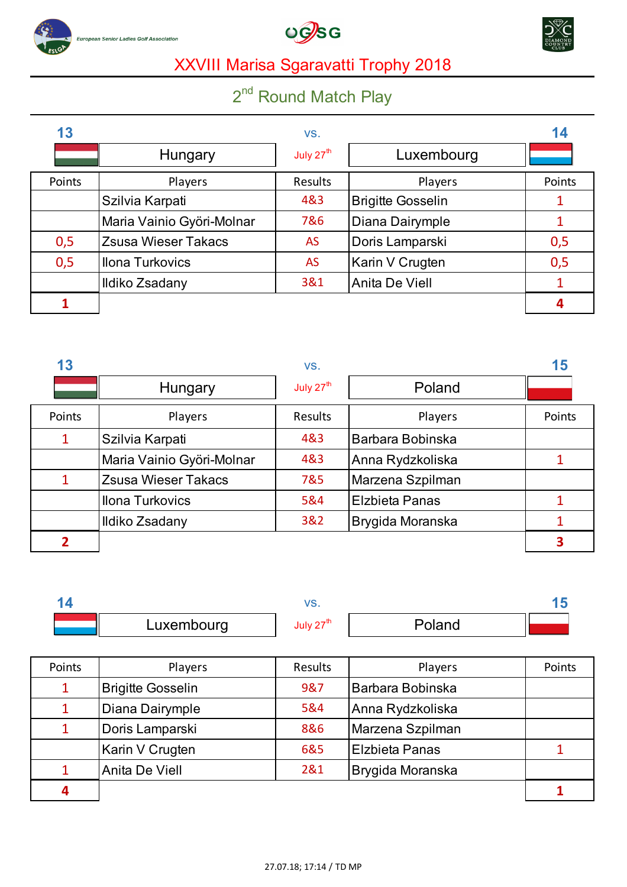European Senior Ladies Golf Association

OGSG

DIAMOND COUNTRY CLUB

# XXVIII Marisa Sgaravatti Trophy 2018

## 2nd Round Match Play

| 13 | Hungary | vs. July 27th | Luxembourg | 14 |
|---|---|---|---|---|
| Points | Players | Results | Players | Points |
| | Szilvia Karpati | 4&3 | Brigitte Gosselin | 1 |
| | Maria Vainio Györi-Molnar | 7&6 | Diana Dairymple | 1 |
| 0,5 | Zsusa Wieser Takacs | AS | Doris Lamparski | 0,5 |
| 0,5 | Ilona Turkovics | AS | Karin V Crugten | 0,5 |
| | Ildiko Zsadany | 3&1 | Anita De Viell | 1 |
| 1 | | | | 4 |

| 13 | Hungary | vs. July 27th | Poland | 15 |
|---|---|---|---|---|
| Points | Players | Results | Players | Points |
| 1 | Szilvia Karpati | 4&3 | Barbara Bobinska | |
| | Maria Vainio Györi-Molnar | 4&3 | Anna Rydzkoliska | 1 |
| 1 | Zsusa Wieser Takacs | 7&5 | Marzena Szpilman | |
| | Ilona Turkovics | 5&4 | Elzbieta Panas | 1 |
| | Ildiko Zsadany | 3&2 | Brygida Moranska | 1 |
| 2 | | | | 3 |

| 14 | Luxembourg | vs. July 27th | Poland | 15 |
|---|---|---|---|---|
| Points | Players | Results | Players | Points |
| 1 | Brigitte Gosselin | 9&7 | Barbara Bobinska | |
| 1 | Diana Dairymple | 5&4 | Anna Rydzkoliska | |
| 1 | Doris Lamparski | 8&6 | Marzena Szpilman | |
| | Karin V Crugten | 6&5 | Elzbieta Panas | 1 |
| 1 | Anita De Viell | 2&1 | Brygida Moranska | |
| 4 | | | | 1 |

27.07.18; 17:14 / TD MP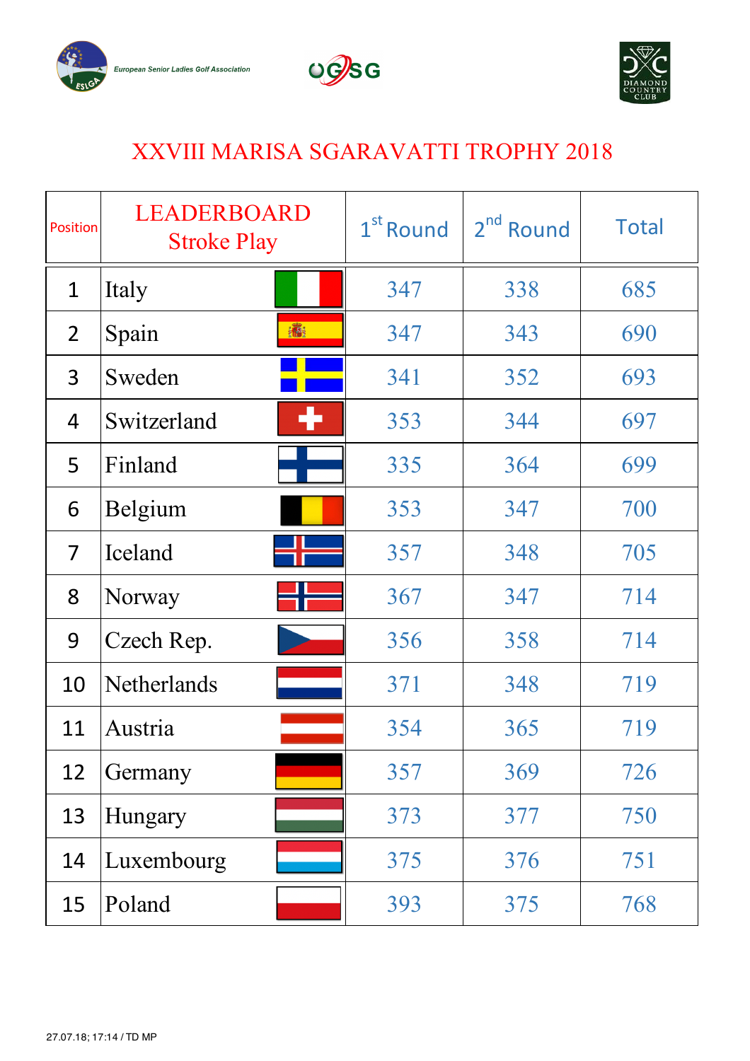European Senior Ladies Golf Association

# XXVIII MARISA SGARAVATTI TROPHY 2018

| Position | LEADERBOARD Stroke Play | 1st Round | 2nd Round | Total |
|---|---|---|---|---|
| 1 | Italy | 347 | 338 | 685 |
| 2 | Spain | 347 | 343 | 690 |
| 3 | Sweden | 341 | 352 | 693 |
| 4 | Switzerland | 353 | 344 | 697 |
| 5 | Finland | 335 | 364 | 699 |
| 6 | Belgium | 353 | 347 | 700 |
| 7 | Iceland | 357 | 348 | 705 |
| 8 | Norway | 367 | 347 | 714 |
| 9 | Czech Rep. | 356 | 358 | 714 |
| 10 | Netherlands | 371 | 348 | 719 |
| 11 | Austria | 354 | 365 | 719 |
| 12 | Germany | 357 | 369 | 726 |
| 13 | Hungary | 373 | 377 | 750 |
| 14 | Luxembourg | 375 | 376 | 751 |
| 15 | Poland | 393 | 375 | 768 |

27.07.18; 17:14 / TD MP